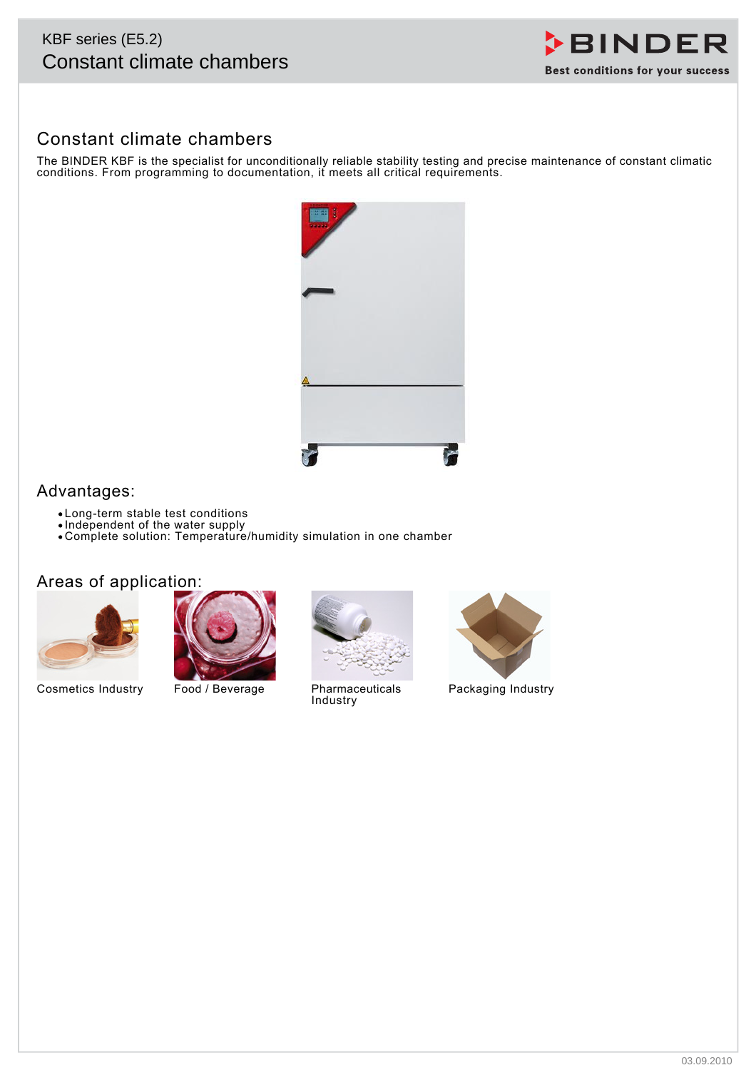KBF series (E5.2)

Constant climate chambers

## Constant climate chambers

The BINDER KBF is the specialist for unconditionally reliable stability testing and precise maintenance of constant climatic conditions. From programming to documentation, it meets all critical requirements.

## Advantages:

- Long-term stable test conditions
- Independent of the water supply
- Complete solution: Temperature/humidity simulation in one chamber

## Areas of application:

Cosmetics Industry

Food / Beverage

Pharmaceuticals Industry

Packaging Industry

03.09.2010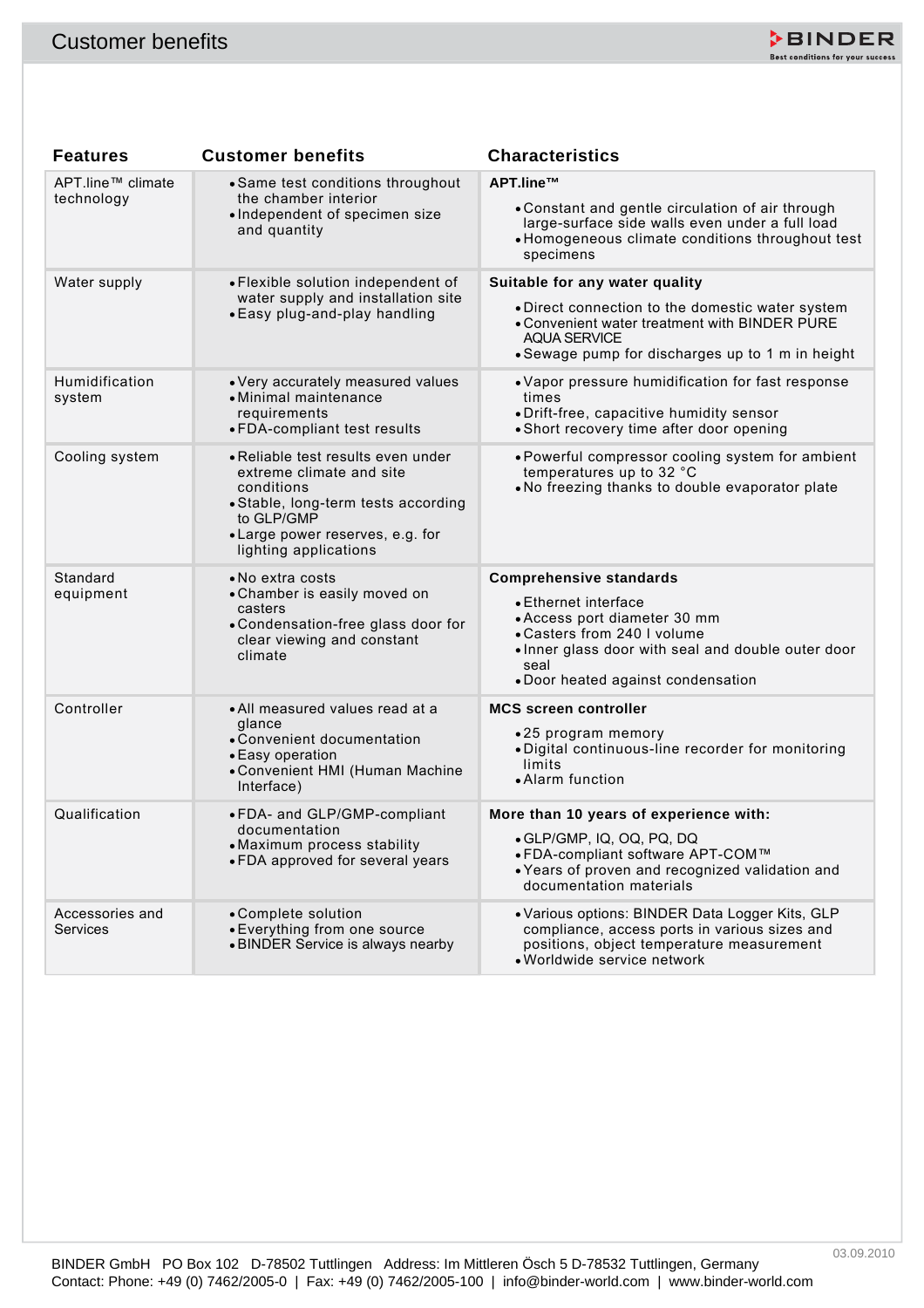# Customer benefits

| Features | Customer benefits | Characteristics |
|---|---|---|
| APT.line™ climate technology | • Same test conditions throughout the chamber interior<br>• Independent of specimen size and quantity | **APT.line™**<br>• Constant and gentle circulation of air through large-surface side walls even under a full load<br>• Homogeneous climate conditions throughout test specimens |
| Water supply | • Flexible solution independent of water supply and installation site<br>• Easy plug-and-play handling | **Suitable for any water quality**<br>• Direct connection to the domestic water system<br>• Convenient water treatment with BINDER PURE AQUA SERVICE<br>• Sewage pump for discharges up to 1 m in height |
| Humidification system | • Very accurately measured values<br>• Minimal maintenance requirements<br>• FDA-compliant test results | • Vapor pressure humidification for fast response times<br>• Drift-free, capacitive humidity sensor<br>• Short recovery time after door opening |
| Cooling system | • Reliable test results even under extreme climate and site conditions<br>• Stable, long-term tests according to GLP/GMP<br>• Large power reserves, e.g. for lighting applications | • Powerful compressor cooling system for ambient temperatures up to 32 °C<br>• No freezing thanks to double evaporator plate |
| Standard equipment | • No extra costs<br>• Chamber is easily moved on casters<br>• Condensation-free glass door for clear viewing and constant climate | **Comprehensive standards**<br>• Ethernet interface<br>• Access port diameter 30 mm<br>• Casters from 240 l volume<br>• Inner glass door with seal and double outer door seal<br>• Door heated against condensation |
| Controller | • All measured values read at a glance<br>• Convenient documentation<br>• Easy operation<br>• Convenient HMI (Human Machine Interface) | **MCS screen controller**<br>• 25 program memory<br>• Digital continuous-line recorder for monitoring limits<br>• Alarm function |
| Qualification | • FDA- and GLP/GMP-compliant documentation<br>• Maximum process stability<br>• FDA approved for several years | **More than 10 years of experience with:**<br>• GLP/GMP, IQ, OQ, PQ, DQ<br>• FDA-compliant software APT-COM™<br>• Years of proven and recognized validation and documentation materials |
| Accessories and Services | • Complete solution<br>• Everything from one source<br>• BINDER Service is always nearby | • Various options: BINDER Data Logger Kits, GLP compliance, access ports in various sizes and positions, object temperature measurement<br>• Worldwide service network |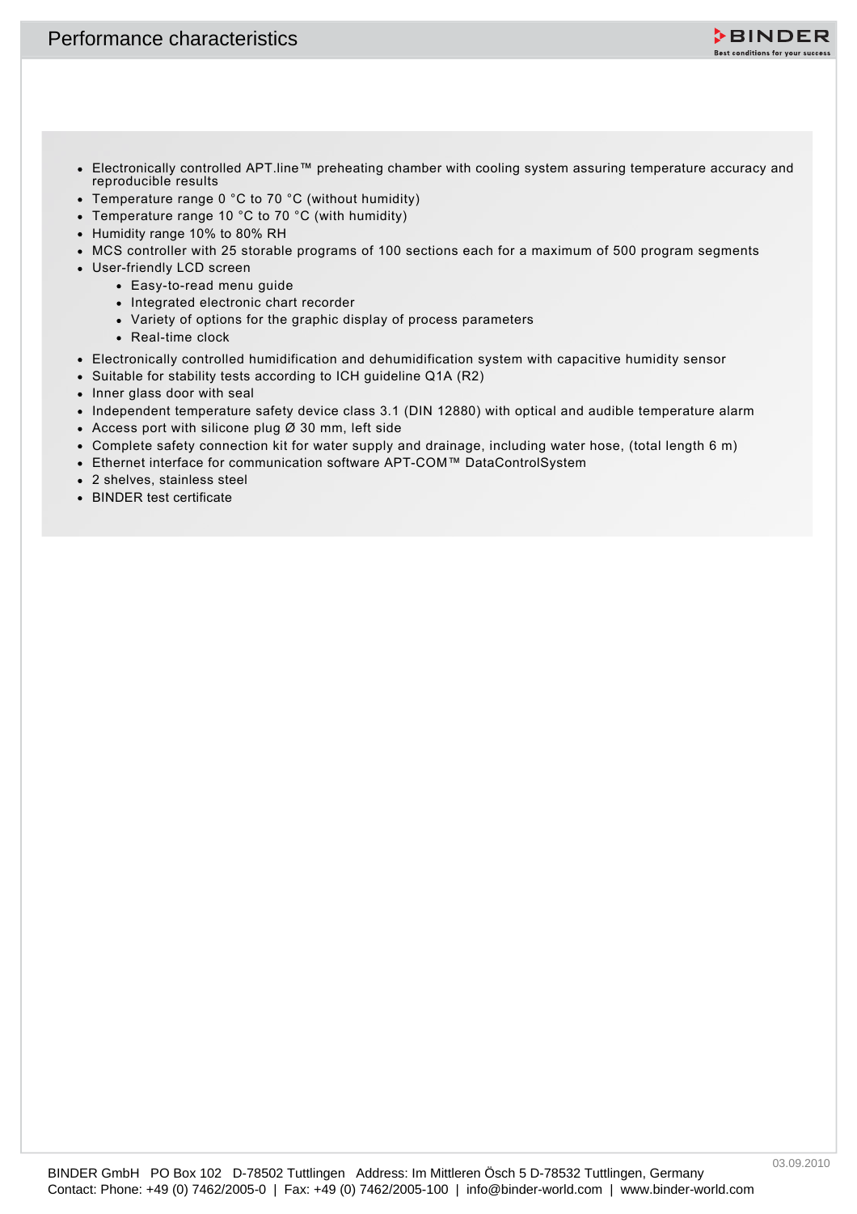# Performance characteristics

- Electronically controlled APT.line™ preheating chamber with cooling system assuring temperature accuracy and reproducible results
- Temperature range 0 °C to 70 °C (without humidity)
- Temperature range 10 °C to 70 °C (with humidity)
- Humidity range 10% to 80% RH
- MCS controller with 25 storable programs of 100 sections each for a maximum of 500 program segments
- User-friendly LCD screen
  - Easy-to-read menu guide
  - Integrated electronic chart recorder
  - Variety of options for the graphic display of process parameters
  - Real-time clock
- Electronically controlled humidification and dehumidification system with capacitive humidity sensor
- Suitable for stability tests according to ICH guideline Q1A (R2)
- Inner glass door with seal
- Independent temperature safety device class 3.1 (DIN 12880) with optical and audible temperature alarm
- Access port with silicone plug Ø 30 mm, left side
- Complete safety connection kit for water supply and drainage, including water hose, (total length 6 m)
- Ethernet interface for communication software APT-COM™ DataControlSystem
- 2 shelves, stainless steel
- BINDER test certificate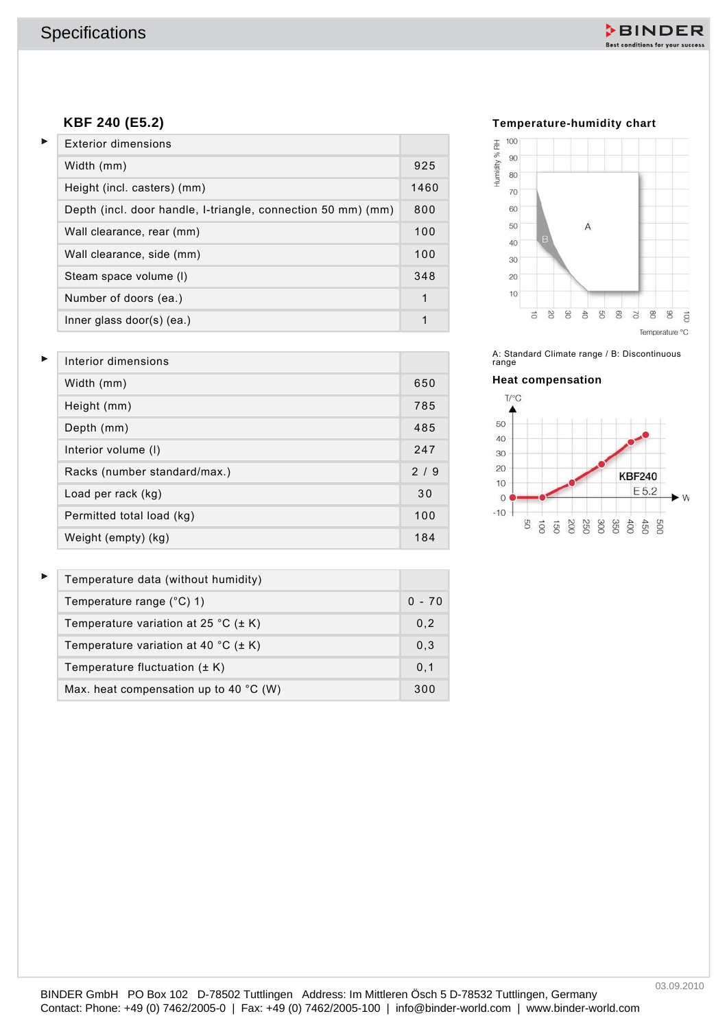## KBF 240 (E5.2)

| Exterior dimensions | |
|---|---|
| Width (mm) | 925 |
| Height (incl. casters) (mm) | 1460 |
| Depth (incl. door handle, I-triangle, connection 50 mm) (mm) | 800 |
| Wall clearance, rear (mm) | 100 |
| Wall clearance, side (mm) | 100 |
| Steam space volume (l) | 348 |
| Number of doors (ea.) | 1 |
| Inner glass door(s) (ea.) | 1 |

| Interior dimensions | |
|---|---|
| Width (mm) | 650 |
| Height (mm) | 785 |
| Depth (mm) | 485 |
| Interior volume (l) | 247 |
| Racks (number standard/max.) | 2 / 9 |
| Load per rack (kg) | 30 |
| Permitted total load (kg) | 100 |
| Weight (empty) (kg) | 184 |

| Temperature data (without humidity) | |
|---|---|
| Temperature range (°C) 1) | 0 - 70 |
| Temperature variation at 25 °C (± K) | 0,2 |
| Temperature variation at 40 °C (± K) | 0,3 |
| Temperature fluctuation (± K) | 0,1 |
| Max. heat compensation up to 40 °C (W) | 300 |

### Temperature-humidity chart

A: Standard Climate range / B: Discontinuous range

### Heat compensation

03.09.2010

BINDER GmbH PO Box 102 D-78502 Tuttlingen Address: Im Mittleren Ösch 5 D-78532 Tuttlingen, Germany
Contact: Phone: +49 (0) 7462/2005-0 | Fax: +49 (0) 7462/2005-100 | info@binder-world.com | www.binder-world.com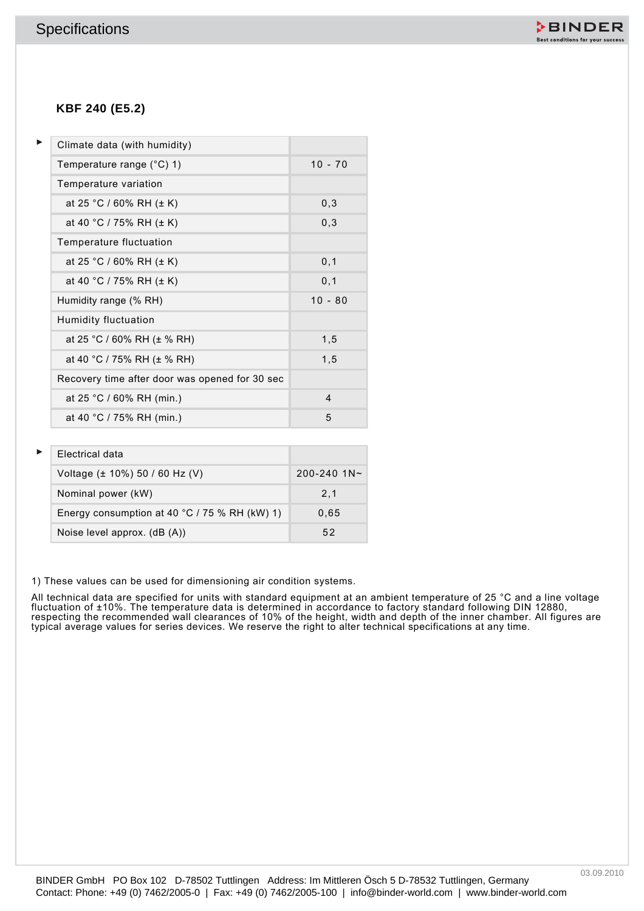## Specifications

### KBF 240 (E5.2)

| Climate data (with humidity) | |
|---|---|
| Temperature range (°C) 1) | 10 - 70 |
| Temperature variation | |
| at 25 °C / 60% RH (± K) | 0,3 |
| at 40 °C / 75% RH (± K) | 0,3 |
| Temperature fluctuation | |
| at 25 °C / 60% RH (± K) | 0,1 |
| at 40 °C / 75% RH (± K) | 0,1 |
| Humidity range (% RH) | 10 - 80 |
| Humidity fluctuation | |
| at 25 °C / 60% RH (± % RH) | 1,5 |
| at 40 °C / 75% RH (± % RH) | 1,5 |
| Recovery time after door was opened for 30 sec | |
| at 25 °C / 60% RH (min.) | 4 |
| at 40 °C / 75% RH (min.) | 5 |

| Electrical data | |
|---|---|
| Voltage (± 10%) 50 / 60 Hz (V) | 200-240 1N~ |
| Nominal power (kW) | 2,1 |
| Energy consumption at 40 °C / 75 % RH (kW) 1) | 0,65 |
| Noise level approx. (dB (A)) | 52 |

1) These values can be used for dimensioning air condition systems.

All technical data are specified for units with standard equipment at an ambient temperature of 25 °C and a line voltage fluctuation of ±10%. The temperature data is determined in accordance to factory standard following DIN 12880, respecting the recommended wall clearances of 10% of the height, width and depth of the inner chamber. All figures are typical average values for series devices. We reserve the right to alter technical specifications at any time.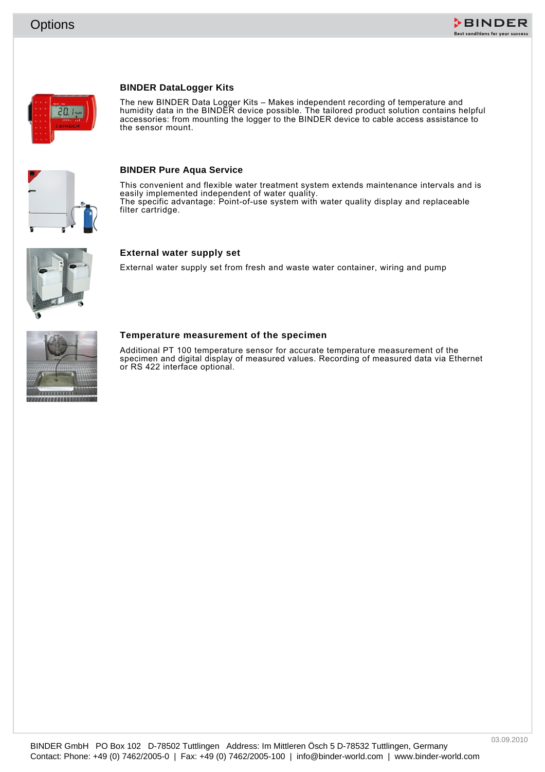# Options

### BINDER DataLogger Kits

The new BINDER Data Logger Kits – Makes independent recording of temperature and humidity data in the BINDER device possible. The tailored product solution contains helpful accessories: from mounting the logger to the BINDER device to cable access assistance to the sensor mount.

### BINDER Pure Aqua Service

This convenient and flexible water treatment system extends maintenance intervals and is easily implemented independent of water quality.
The specific advantage: Point-of-use system with water quality display and replaceable filter cartridge.

### External water supply set

External water supply set from fresh and waste water container, wiring and pump

### Temperature measurement of the specimen

Additional PT 100 temperature sensor for accurate temperature measurement of the specimen and digital display of measured values. Recording of measured data via Ethernet or RS 422 interface optional.

BINDER GmbH PO Box 102 D-78502 Tuttlingen Address: Im Mittleren Ösch 5 D-78532 Tuttlingen, Germany
Contact: Phone: +49 (0) 7462/2005-0 | Fax: +49 (0) 7462/2005-100 | info@binder-world.com | www.binder-world.com

03.09.2010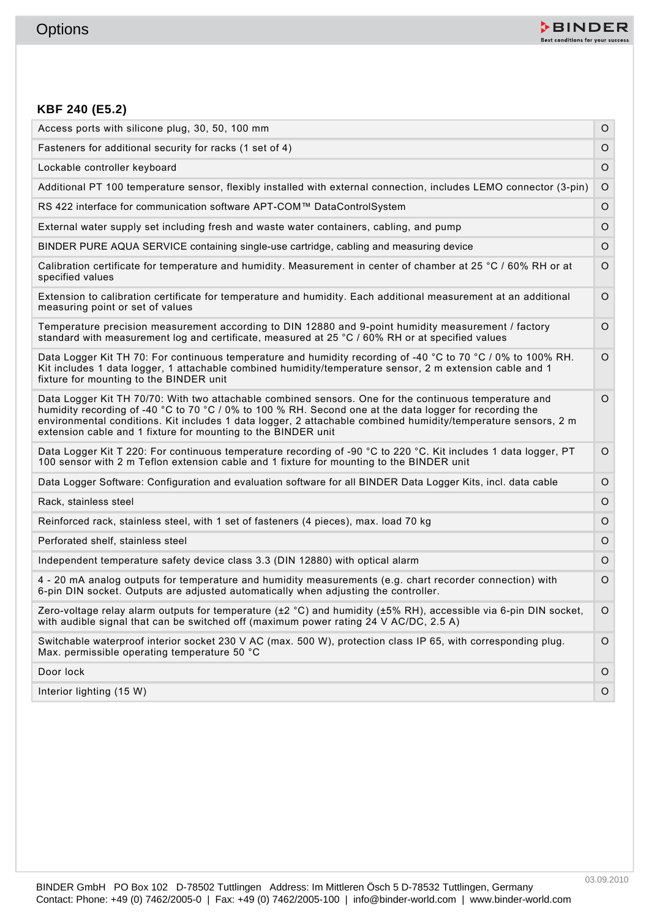# Options

### KBF 240 (E5.2)

| | |
|---|---|
| Access ports with silicone plug, 30, 50, 100 mm | O |
| Fasteners for additional security for racks (1 set of 4) | O |
| Lockable controller keyboard | O |
| Additional PT 100 temperature sensor, flexibly installed with external connection, includes LEMO connector (3-pin) | O |
| RS 422 interface for communication software APT-COM™ DataControlSystem | O |
| External water supply set including fresh and waste water containers, cabling, and pump | O |
| BINDER PURE AQUA SERVICE containing single-use cartridge, cabling and measuring device | O |
| Calibration certificate for temperature and humidity. Measurement in center of chamber at 25 °C / 60% RH or at specified values | O |
| Extension to calibration certificate for temperature and humidity. Each additional measurement at an additional measuring point or set of values | O |
| Temperature precision measurement according to DIN 12880 and 9-point humidity measurement / factory standard with measurement log and certificate, measured at 25 °C / 60% RH or at specified values | O |
| Data Logger Kit TH 70: For continuous temperature and humidity recording of -40 °C to 70 °C / 0% to 100% RH. Kit includes 1 data logger, 1 attachable combined humidity/temperature sensor, 2 m extension cable and 1 fixture for mounting to the BINDER unit | O |
| Data Logger Kit TH 70/70: With two attachable combined sensors. One for the continuous temperature and humidity recording of -40 °C to 70 °C / 0% to 100 % RH. Second one at the data logger for recording the environmental conditions. Kit includes 1 data logger, 2 attachable combined humidity/temperature sensors, 2 m extension cable and 1 fixture for mounting to the BINDER unit | O |
| Data Logger Kit T 220: For continuous temperature recording of -90 °C to 220 °C. Kit includes 1 data logger, PT 100 sensor with 2 m Teflon extension cable and 1 fixture for mounting to the BINDER unit | O |
| Data Logger Software: Configuration and evaluation software for all BINDER Data Logger Kits, incl. data cable | O |
| Rack, stainless steel | O |
| Reinforced rack, stainless steel, with 1 set of fasteners (4 pieces), max. load 70 kg | O |
| Perforated shelf, stainless steel | O |
| Independent temperature safety device class 3.3 (DIN 12880) with optical alarm | O |
| 4 - 20 mA analog outputs for temperature and humidity measurements (e.g. chart recorder connection) with 6-pin DIN socket. Outputs are adjusted automatically when adjusting the controller. | O |
| Zero-voltage relay alarm outputs for temperature (±2 °C) and humidity (±5% RH), accessible via 6-pin DIN socket, with audible signal that can be switched off (maximum power rating 24 V AC/DC, 2.5 A) | O |
| Switchable waterproof interior socket 230 V AC (max. 500 W), protection class IP 65, with corresponding plug. Max. permissible operating temperature 50 °C | O |
| Door lock | O |
| Interior lighting (15 W) | O |